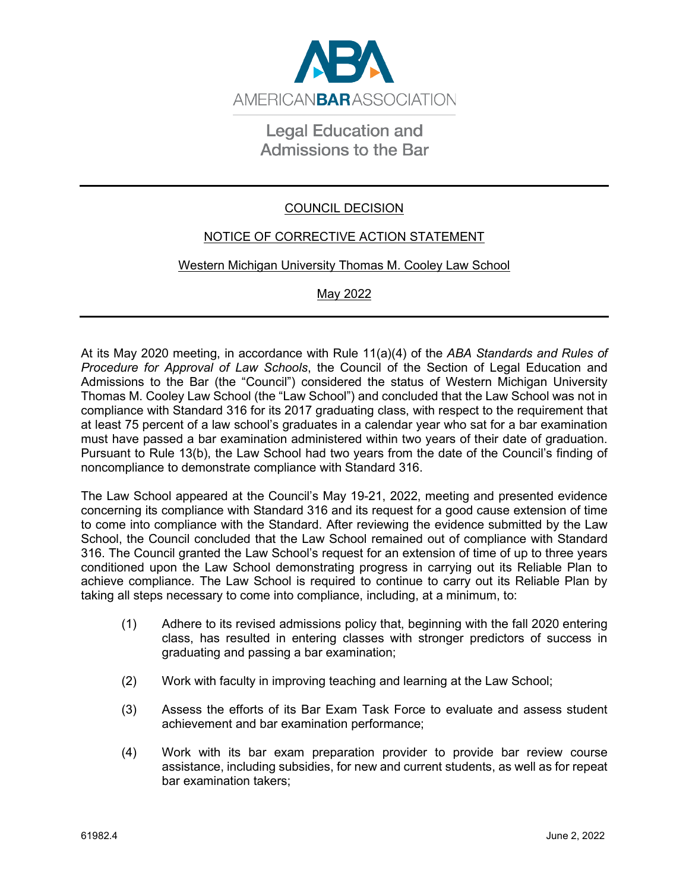AMERICAN BAR ASSOCIATION

Legal Education and Admissions to the Bar

# COUNCIL DECISION

## NOTICE OF CORRECTIVE ACTION STATEMENT

### Western Michigan University Thomas M. Cooley Law School

### May 2022

At its May 2020 meeting, in accordance with Rule 11(a)(4) of the *ABA Standards and Rules of Procedure for Approval of Law Schools*, the Council of the Section of Legal Education and Admissions to the Bar (the "Council") considered the status of Western Michigan University Thomas M. Cooley Law School (the "Law School") and concluded that the Law School was not in compliance with Standard 316 for its 2017 graduating class, with respect to the requirement that at least 75 percent of a law school's graduates in a calendar year who sat for a bar examination must have passed a bar examination administered within two years of their date of graduation. Pursuant to Rule 13(b), the Law School had two years from the date of the Council's finding of noncompliance to demonstrate compliance with Standard 316.

The Law School appeared at the Council's May 19-21, 2022, meeting and presented evidence concerning its compliance with Standard 316 and its request for a good cause extension of time to come into compliance with the Standard. After reviewing the evidence submitted by the Law School, the Council concluded that the Law School remained out of compliance with Standard 316. The Council granted the Law School's request for an extension of time of up to three years conditioned upon the Law School demonstrating progress in carrying out its Reliable Plan to achieve compliance. The Law School is required to continue to carry out its Reliable Plan by taking all steps necessary to come into compliance, including, at a minimum, to:

(1) Adhere to its revised admissions policy that, beginning with the fall 2020 entering class, has resulted in entering classes with stronger predictors of success in graduating and passing a bar examination;

(2) Work with faculty in improving teaching and learning at the Law School;

(3) Assess the efforts of its Bar Exam Task Force to evaluate and assess student achievement and bar examination performance;

(4) Work with its bar exam preparation provider to provide bar review course assistance, including subsidies, for new and current students, as well as for repeat bar examination takers;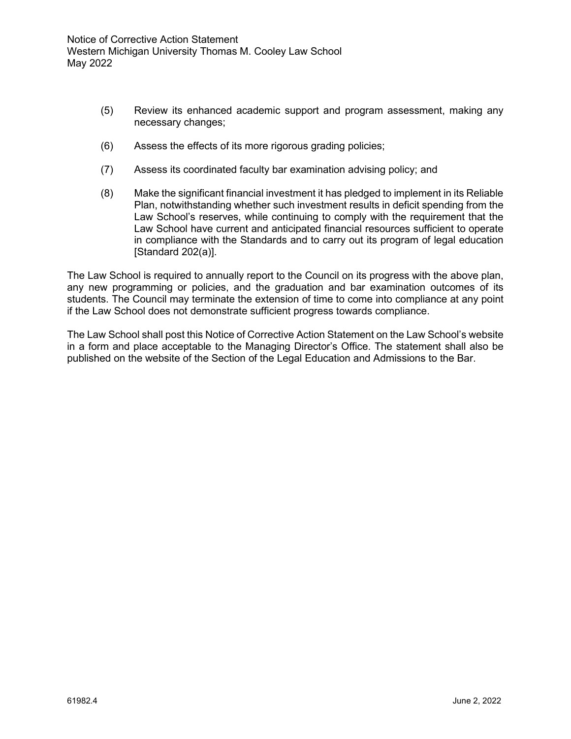(5) Review its enhanced academic support and program assessment, making any necessary changes;

(6) Assess the effects of its more rigorous grading policies;

(7) Assess its coordinated faculty bar examination advising policy; and

(8) Make the significant financial investment it has pledged to implement in its Reliable Plan, notwithstanding whether such investment results in deficit spending from the Law School's reserves, while continuing to comply with the requirement that the Law School have current and anticipated financial resources sufficient to operate in compliance with the Standards and to carry out its program of legal education [Standard 202(a)].

The Law School is required to annually report to the Council on its progress with the above plan, any new programming or policies, and the graduation and bar examination outcomes of its students. The Council may terminate the extension of time to come into compliance at any point if the Law School does not demonstrate sufficient progress towards compliance.

The Law School shall post this Notice of Corrective Action Statement on the Law School's website in a form and place acceptable to the Managing Director's Office. The statement shall also be published on the website of the Section of the Legal Education and Admissions to the Bar.